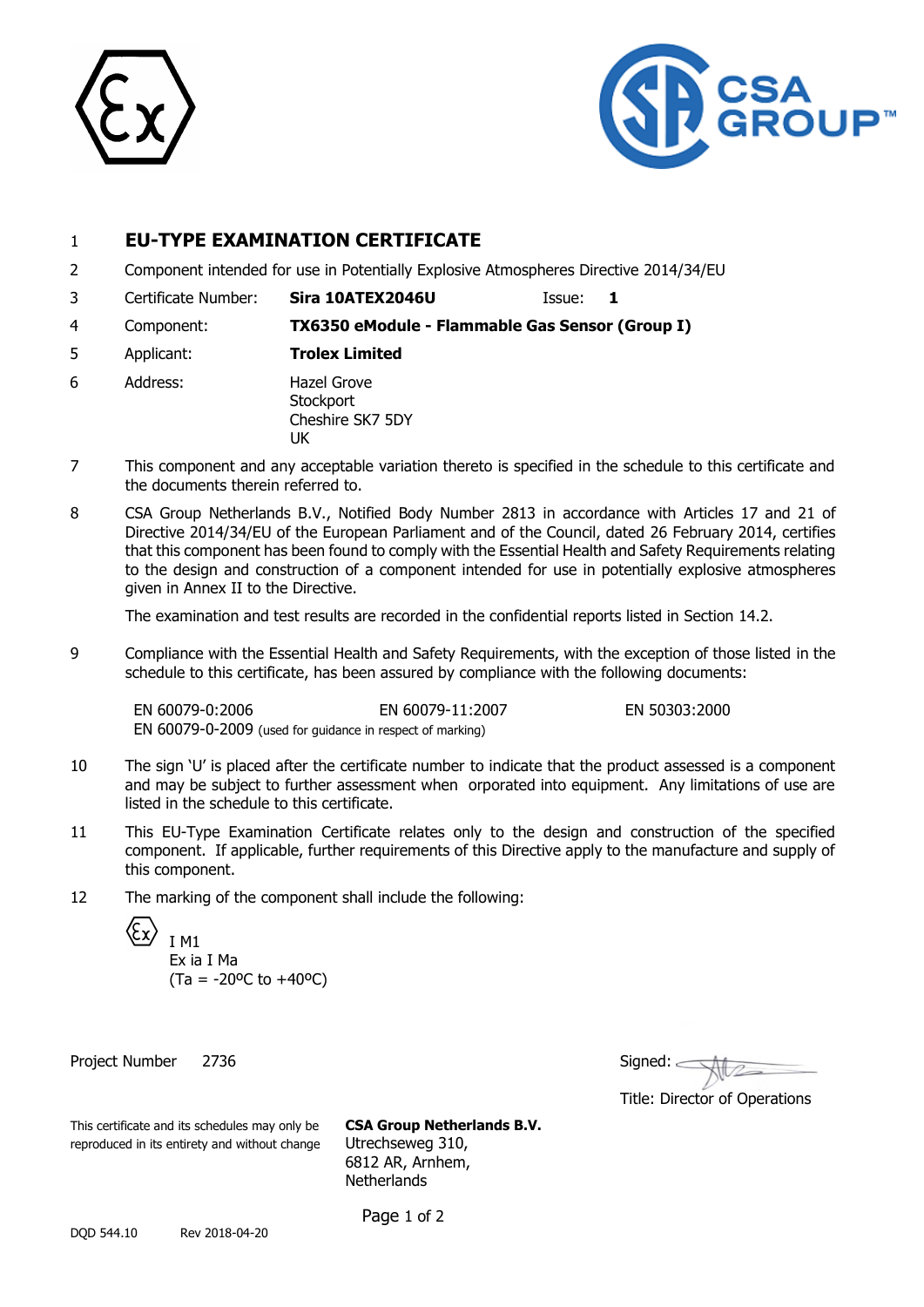1 **EU-TYPE EXAMINATION CERTIFICATE**

2 Component intended for use in Potentially Explosive Atmospheres Directive 2014/34/EU

3 Certificate Number: **Sira 10ATEX2046U** Issue: **1**

4 Component: **TX6350 eModule - Flammable Gas Sensor (Group I)**

5 Applicant: **Trolex Limited**

6 Address: Hazel Grove
Stockport
Cheshire SK7 5DY
UK

7 This component and any acceptable variation thereto is specified in the schedule to this certificate and the documents therein referred to.

8 CSA Group Netherlands B.V., Notified Body Number 2813 in accordance with Articles 17 and 21 of Directive 2014/34/EU of the European Parliament and of the Council, dated 26 February 2014, certifies that this component has been found to comply with the Essential Health and Safety Requirements relating to the design and construction of a component intended for use in potentially explosive atmospheres given in Annex II to the Directive.

The examination and test results are recorded in the confidential reports listed in Section 14.2.

9 Compliance with the Essential Health and Safety Requirements, with the exception of those listed in the schedule to this certificate, has been assured by compliance with the following documents:

EN 60079-0:2006 EN 60079-11:2007 EN 50303:2000
EN 60079-0-2009 (used for guidance in respect of marking)

10 The sign 'U' is placed after the certificate number to indicate that the product assessed is a component and may be subject to further assessment when orporated into equipment. Any limitations of use are listed in the schedule to this certificate.

11 This EU-Type Examination Certificate relates only to the design and construction of the specified component. If applicable, further requirements of this Directive apply to the manufacture and supply of this component.

12 The marking of the component shall include the following:

Ex I M1
Ex ia I Ma
(Ta = -20ºC to +40ºC)

Project Number 2736

Signed:

Title: Director of Operations

This certificate and its schedules may only be reproduced in its entirety and without change

**CSA Group Netherlands B.V.**
Utrechseweg 310,
6812 AR, Arnhem,
Netherlands

DQD 544.10 Rev 2018-04-20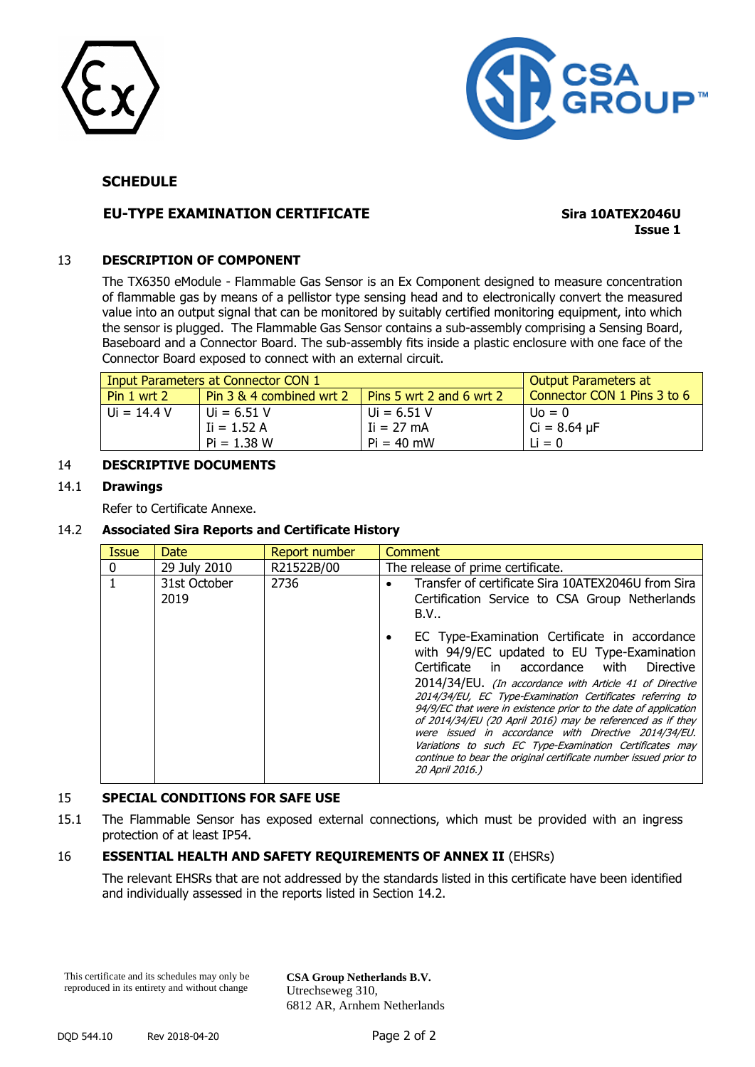**SCHEDULE**

**EU-TYPE EXAMINATION CERTIFICATE** **Sira 10ATEX2046U**
**Issue 1**

## 13 DESCRIPTION OF COMPONENT

The TX6350 eModule - Flammable Gas Sensor is an Ex Component designed to measure concentration of flammable gas by means of a pellistor type sensing head and to electronically convert the measured value into an output signal that can be monitored by suitably certified monitoring equipment, into which the sensor is plugged. The Flammable Gas Sensor contains a sub-assembly comprising a Sensing Board, Baseboard and a Connector Board. The sub-assembly fits inside a plastic enclosure with one face of the Connector Board exposed to connect with an external circuit.

| Input Parameters at Connector CON 1 | | | Output Parameters at Connector CON 1 Pins 3 to 6 |
|---|---|---|---|
| Pin 1 wrt 2 | Pin 3 & 4 combined wrt 2 | Pins 5 wrt 2 and 6 wrt 2 | |
| $U_i$ = 14.4 V | $U_i$ = 6.51 V<br>$I_i$ = 1.52 A<br>$P_i$ = 1.38 W | $U_i$ = 6.51 V<br>$I_i$ = 27 mA<br>$P_i$ = 40 mW | $U_o$ = 0<br>$C_i$ = 8.64 µF<br>$L_i$ = 0 |

## 14 DESCRIPTIVE DOCUMENTS

### 14.1 Drawings

Refer to Certificate Annexe.

### 14.2 Associated Sira Reports and Certificate History

| Issue | Date | Report number | Comment |
|---|---|---|---|
| 0 | 29 July 2010 | R21522B/00 | The release of prime certificate. |
| 1 | 31st October 2019 | 2736 | • Transfer of certificate Sira 10ATEX2046U from Sira Certification Service to CSA Group Netherlands B.V..<br>• EC Type-Examination Certificate in accordance with 94/9/EC updated to EU Type-Examination Certificate in accordance with Directive 2014/34/EU. *(In accordance with Article 41 of Directive 2014/34/EU, EC Type-Examination Certificates referring to 94/9/EC that were in existence prior to the date of application of 2014/34/EU (20 April 2016) may be referenced as if they were issued in accordance with Directive 2014/34/EU. Variations to such EC Type-Examination Certificates may continue to bear the original certificate number issued prior to 20 April 2016.)* |

## 15 SPECIAL CONDITIONS FOR SAFE USE

15.1 The Flammable Sensor has exposed external connections, which must be provided with an ingress protection of at least IP54.

## 16 ESSENTIAL HEALTH AND SAFETY REQUIREMENTS OF ANNEX II (EHSRs)

The relevant EHSRs that are not addressed by the standards listed in this certificate have been identified and individually assessed in the reports listed in Section 14.2.

This certificate and its schedules may only be reproduced in its entirety and without change

**CSA Group Netherlands B.V.**
Utrechseweg 310,
6812 AR, Arnhem Netherlands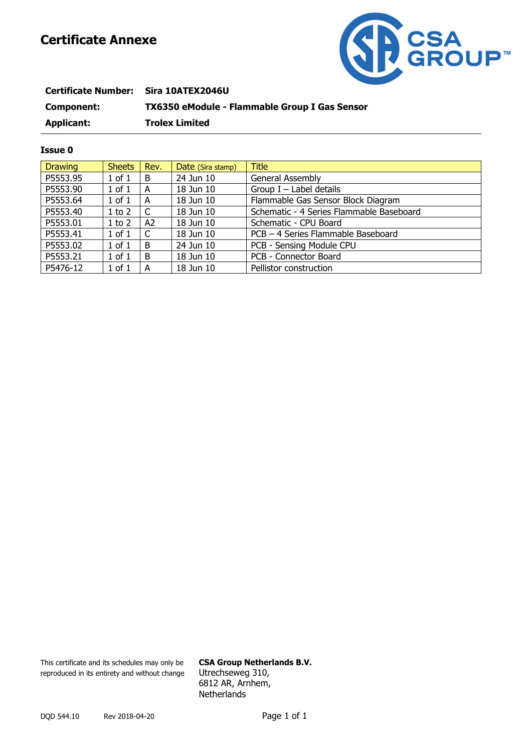# Certificate Annexe

**Certificate Number:** **Sira 10ATEX2046U**

**Component:** **TX6350 eModule - Flammable Group I Gas Sensor**

**Applicant:** **Trolex Limited**

---

**Issue 0**

| Drawing | Sheets | Rev. | Date (Sira stamp) | Title |
|---|---|---|---|---|
| P5553.95 | 1 of 1 | B | 24 Jun 10 | General Assembly |
| P5553.90 | 1 of 1 | A | 18 Jun 10 | Group I – Label details |
| P5553.64 | 1 of 1 | A | 18 Jun 10 | Flammable Gas Sensor Block Diagram |
| P5553.40 | 1 to 2 | C | 18 Jun 10 | Schematic - 4 Series Flammable Baseboard |
| P5553.01 | 1 to 2 | A2 | 18 Jun 10 | Schematic - CPU Board |
| P5553.41 | 1 of 1 | C | 18 Jun 10 | PCB – 4 Series Flammable Baseboard |
| P5553.02 | 1 of 1 | B | 24 Jun 10 | PCB - Sensing Module CPU |
| P5553.21 | 1 of 1 | B | 18 Jun 10 | PCB - Connector Board |
| P5476-12 | 1 of 1 | A | 18 Jun 10 | Pellistor construction |

This certificate and its schedules may only be reproduced in its entirety and without change

**CSA Group Netherlands B.V.**
Utrechseweg 310,
6812 AR, Arnhem,
Netherlands

DQD 544.10 Rev 2018-04-20